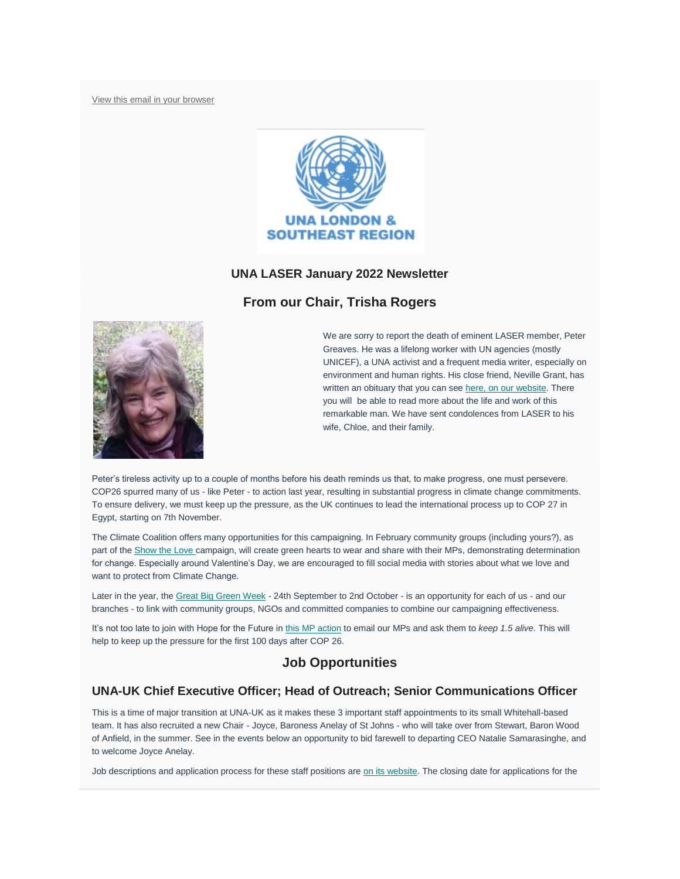View this email in your browser

UNA LONDON & SOUTHEAST REGION

### UNA LASER January 2022 Newsletter

## From our Chair, Trisha Rogers

We are sorry to report the death of eminent LASER member, Peter Greaves. He was a lifelong worker with UN agencies (mostly UNICEF), a UNA activist and a frequent media writer, especially on environment and human rights. His close friend, Neville Grant, has written an obituary that you can see here, on our website. There you will be able to read more about the life and work of this remarkable man. We have sent condolences from LASER to his wife, Chloe, and their family.

Peter's tireless activity up to a couple of months before his death reminds us that, to make progress, one must persevere. COP26 spurred many of us - like Peter - to action last year, resulting in substantial progress in climate change commitments. To ensure delivery, we must keep up the pressure, as the UK continues to lead the international process up to COP 27 in Egypt, starting on 7th November.

The Climate Coalition offers many opportunities for this campaigning. In February community groups (including yours?), as part of the Show the Love campaign, will create green hearts to wear and share with their MPs, demonstrating determination for change. Especially around Valentine's Day, we are encouraged to fill social media with stories about what we love and want to protect from Climate Change.

Later in the year, the Great Big Green Week - 24th September to 2nd October - is an opportunity for each of us - and our branches - to link with community groups, NGOs and committed companies to combine our campaigning effectiveness.

It's not too late to join with Hope for the Future in this MP action to email our MPs and ask them to *keep 1.5 alive*. This will help to keep up the pressure for the first 100 days after COP 26.

## Job Opportunities

### UNA-UK Chief Executive Officer; Head of Outreach; Senior Communications Officer

This is a time of major transition at UNA-UK as it makes these 3 important staff appointments to its small Whitehall-based team. It has also recruited a new Chair - Joyce, Baroness Anelay of St Johns - who will take over from Stewart, Baron Wood of Anfield, in the summer. See in the events below an opportunity to bid farewell to departing CEO Natalie Samarasinghe, and to welcome Joyce Anelay.

Job descriptions and application process for these staff positions are on its website. The closing date for applications for the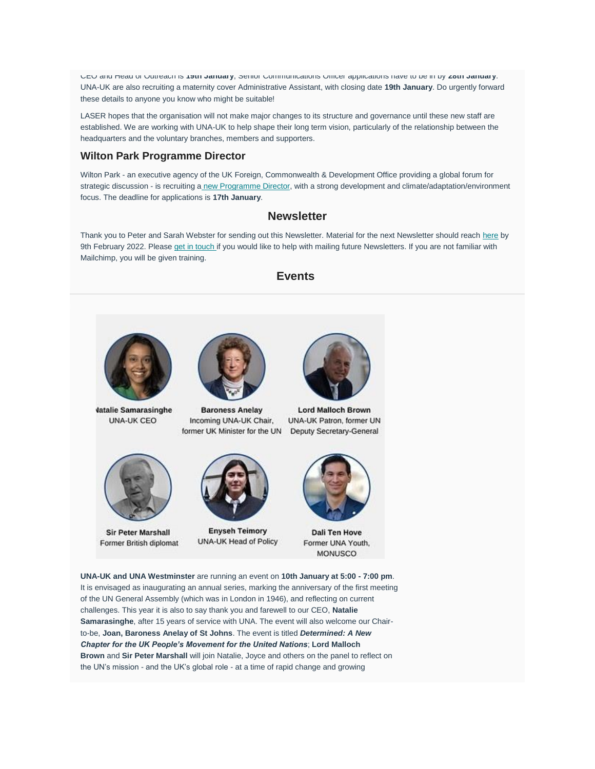CEO and Head of Outreach is **19th January**, Senior Communications Officer applications have to be in by **28th January**. UNA-UK are also recruiting a maternity cover Administrative Assistant, with closing date **19th January**. Do urgently forward these details to anyone you know who might be suitable!

LASER hopes that the organisation will not make major changes to its structure and governance until these new staff are established. We are working with UNA-UK to help shape their long term vision, particularly of the relationship between the headquarters and the voluntary branches, members and supporters.

### Wilton Park Programme Director

Wilton Park - an executive agency of the UK Foreign, Commonwealth & Development Office providing a global forum for strategic discussion - is recruiting a new Programme Director, with a strong development and climate/adaptation/environment focus. The deadline for applications is **17th January**.

## Newsletter

Thank you to Peter and Sarah Webster for sending out this Newsletter. Material for the next Newsletter should reach here by 9th February 2022. Please get in touch if you would like to help with mailing future Newsletters. If you are not familiar with Mailchimp, you will be given training.

## Events

**Natalie Samarasinghe**
UNA-UK CEO

**Baroness Anelay**
Incoming UNA-UK Chair, former UK Minister for the UN

**Lord Malloch Brown**
UNA-UK Patron, former UN Deputy Secretary-General

**Sir Peter Marshall**
Former British diplomat

**Enyseh Teimory**
UNA-UK Head of Policy

**Dali Ten Hove**
Former UNA Youth, MONUSCO

**UNA-UK and UNA Westminster** are running an event on **10th January at 5:00 - 7:00 pm**. It is envisaged as inaugurating an annual series, marking the anniversary of the first meeting of the UN General Assembly (which was in London in 1946), and reflecting on current challenges. This year it is also to say thank you and farewell to our CEO, **Natalie Samarasinghe**, after 15 years of service with UNA. The event will also welcome our Chair-to-be, **Joan, Baroness Anelay of St Johns**. The event is titled ***Determined: A New Chapter for the UK People's Movement for the United Nations***; **Lord Malloch Brown** and **Sir Peter Marshall** will join Natalie, Joyce and others on the panel to reflect on the UN's mission - and the UK's global role - at a time of rapid change and growing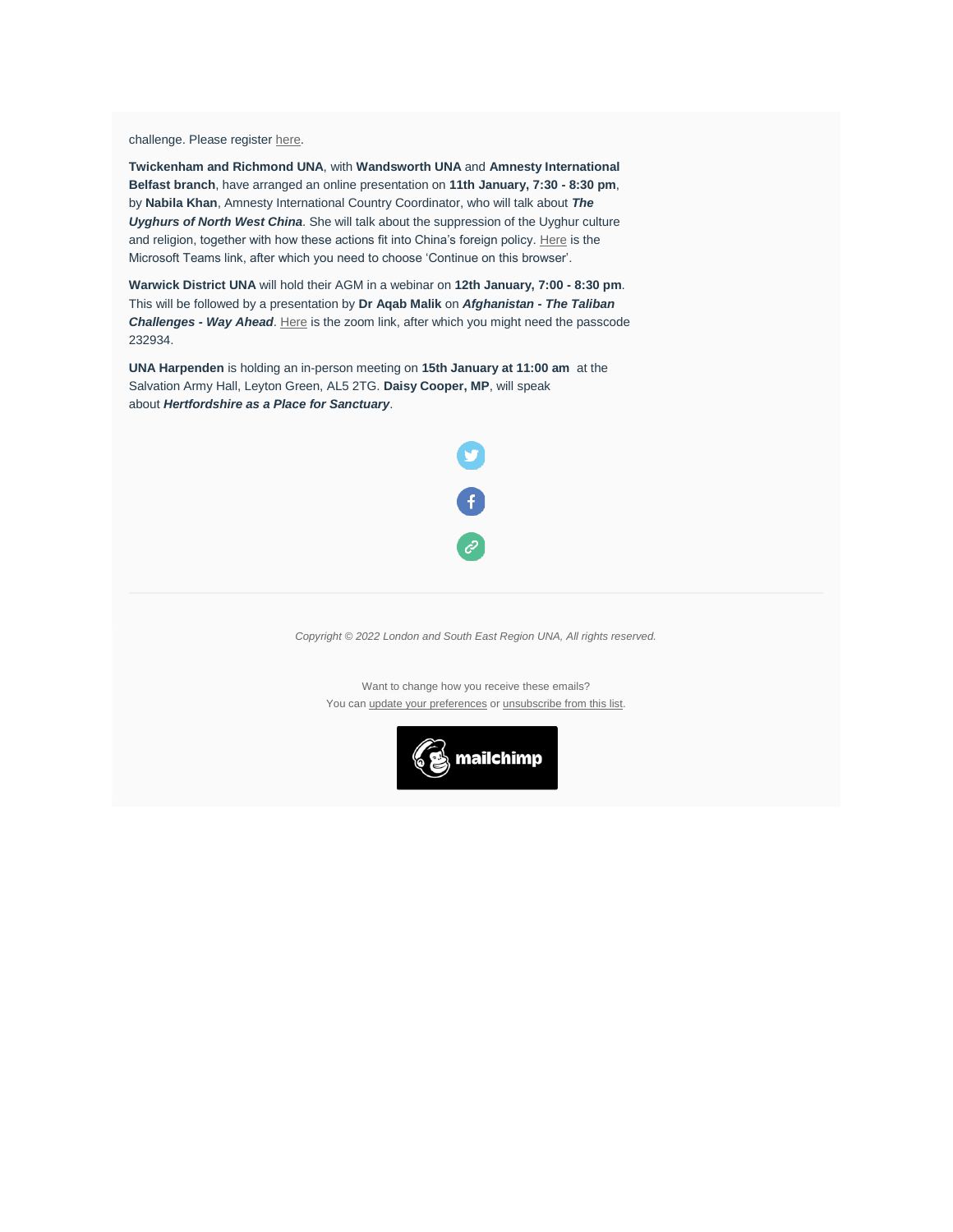challenge. Please register here.

**Twickenham and Richmond UNA**, with **Wandsworth UNA** and **Amnesty International Belfast branch**, have arranged an online presentation on **11th January, 7:30 - 8:30 pm**, by **Nabila Khan**, Amnesty International Country Coordinator, who will talk about ***The Uyghurs of North West China***. She will talk about the suppression of the Uyghur culture and religion, together with how these actions fit into China's foreign policy. Here is the Microsoft Teams link, after which you need to choose 'Continue on this browser'.

**Warwick District UNA** will hold their AGM in a webinar on **12th January, 7:00 - 8:30 pm**. This will be followed by a presentation by **Dr Aqab Malik** on ***Afghanistan - The Taliban Challenges - Way Ahead***. Here is the zoom link, after which you might need the passcode 232934.

**UNA Harpenden** is holding an in-person meeting on **15th January at 11:00 am** at the Salvation Army Hall, Leyton Green, AL5 2TG. **Daisy Cooper, MP**, will speak about ***Hertfordshire as a Place for Sanctuary***.

---

*Copyright © 2022 London and South East Region UNA, All rights reserved.*

Want to change how you receive these emails?
You can update your preferences or unsubscribe from this list.